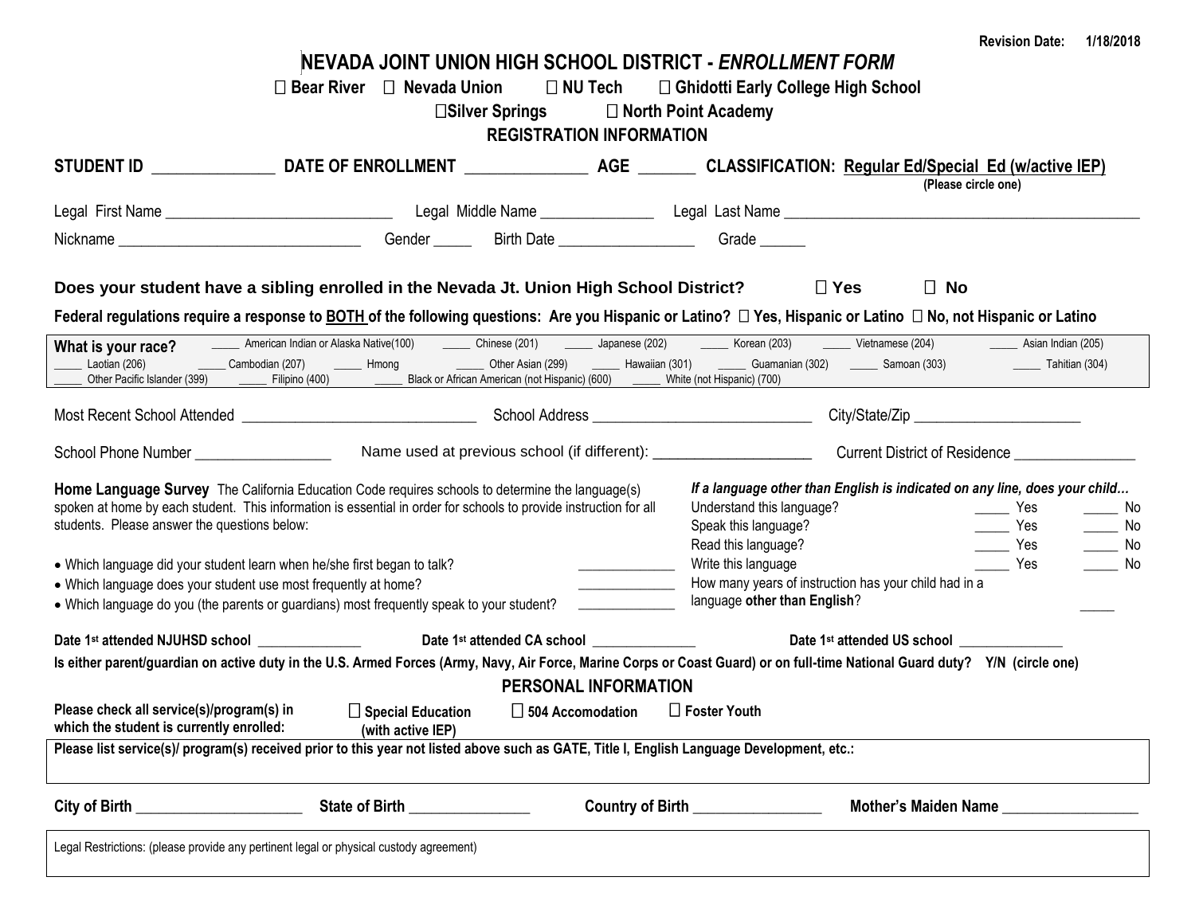Revision Date: 1/18/2018

# NEVADA JOINT UNION HIGH SCHOOL DISTRICT - *ENROLLMENT FORM*

☐ Bear River ☐ Nevada Union ☐ NU Tech ☐ Ghidotti Early College High School

☐Silver Springs ☐ North Point Academy

## REGISTRATION INFORMATION

**STUDENT ID** _______________ **DATE OF ENROLLMENT** _______________ **AGE** _______ **CLASSIFICATION:** **Regular Ed/Special Ed (w/active IEP)** **(Please circle one)**

Legal First Name _____________________________ Legal Middle Name _______________ Legal Last Name _______________________________________________

Nickname _______________________________ Gender _____ Birth Date _________________ Grade ______

**Does your student have a sibling enrolled in the Nevada Jt. Union High School District?** ☐ Yes ☐ No

**Federal regulations require a response to BOTH of the following questions: Are you Hispanic or Latino?** ☐ **Yes, Hispanic or Latino** ☐ **No, not Hispanic or Latino**

**What is your race?** _____ American Indian or Alaska Native(100) _____ Chinese (201) _____ Japanese (202) _____ Korean (203) _____ Vietnamese (204) _____ Asian Indian (205) _____ Laotian (206) _____ Cambodian (207) _____ Hmong _____ Other Asian (299) _____ Hawaiian (301) _____ Guamanian (302) _____ Samoan (303) _____ Tahitian (304) _____ Other Pacific Islander (399) _____ Filipino (400) _____ Black or African American (not Hispanic) (600) _____ White (not Hispanic) (700)

Most Recent School Attended ______________________________ School Address ____________________________ City/State/Zip _____________________

School Phone Number _________________ Name used at previous school (if different): ___________________ Current District of Residence _______________

**Home Language Survey** The California Education Code requires schools to determine the language(s) spoken at home by each student. This information is essential in order for schools to provide instruction for all students. Please answer the questions below:

- Which language did your student learn when he/she first began to talk? _____________
- Which language does your student use most frequently at home? _____________
- Which language do you (the parents or guardians) most frequently speak to your student? _____________

***If a language other than English is indicated on any line, does your child…***

Understand this language? _____ Yes _____ No

Speak this language? _____ Yes _____ No

Read this language? _____ Yes _____ No

Write this language _____ Yes _____ No

How many years of instruction has your child had in a language **other than English**? _____

**Date 1st attended NJUHSD school** ______________ **Date 1st attended CA school** ______________ **Date 1st attended US school** ______________

**Is either parent/guardian on active duty in the U.S. Armed Forces (Army, Navy, Air Force, Marine Corps or Coast Guard) or on full-time National Guard duty? Y/N (circle one)**

## PERSONAL INFORMATION

**Please check all service(s)/program(s) in which the student is currently enrolled:** ☐ **Special Education (with active IEP)** ☐ **504 Accomodation** ☐ **Foster Youth**

**Please list service(s)/ program(s) received prior to this year not listed above such as GATE, Title I, English Language Development, etc.:**

**City of Birth** _____________________ **State of Birth** _______________ **Country of Birth** ________________ **Mother's Maiden Name** _________________

Legal Restrictions: (please provide any pertinent legal or physical custody agreement)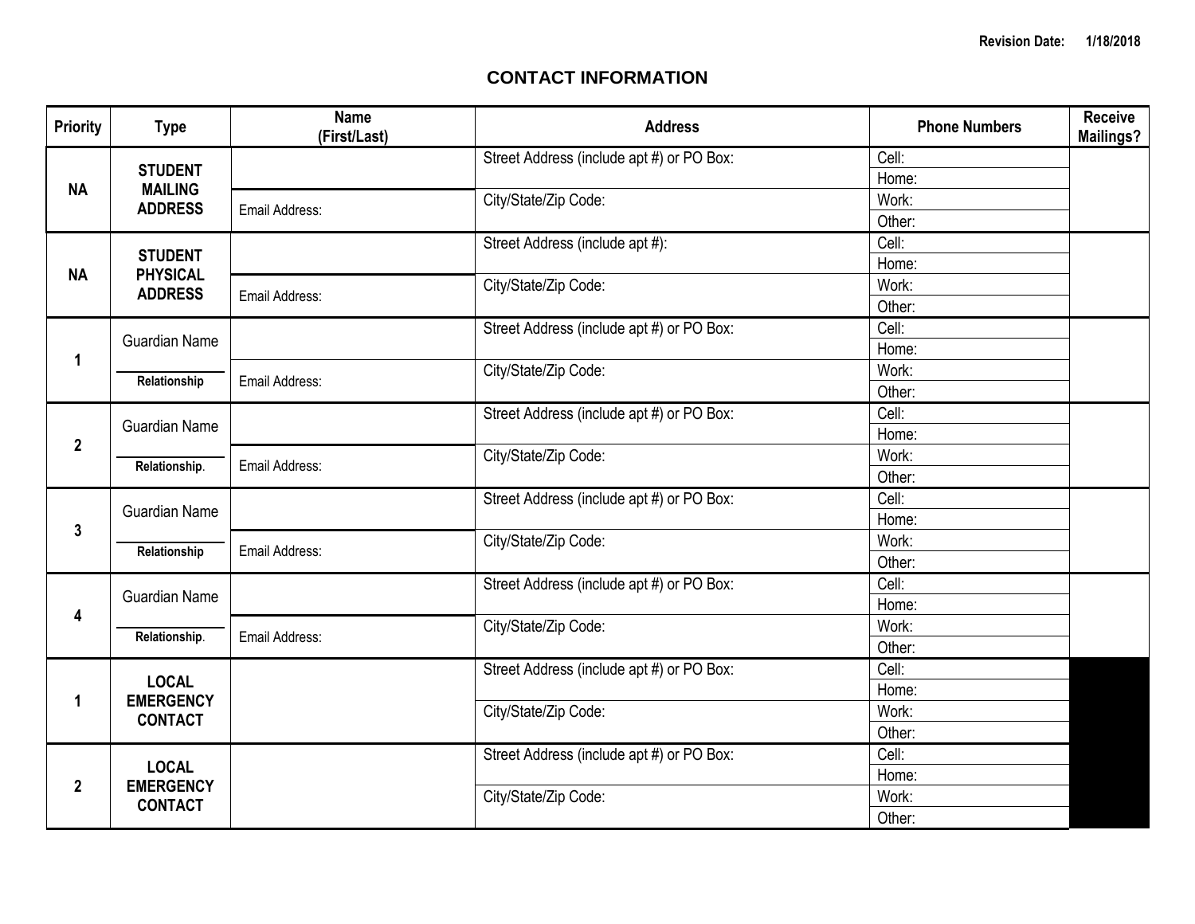Revision Date: 1/18/2018

## CONTACT INFORMATION

| Priority | Type | Name (First/Last) | Address | Phone Numbers | Receive Mailings? |
|---|---|---|---|---|---|
| NA | **STUDENT MAILING ADDRESS** | | Street Address (include apt #) or PO Box: | Cell: | |
| | | | | Home: | |
| | | Email Address: | City/State/Zip Code: | Work: | |
| | | | | Other: | |
| NA | **STUDENT PHYSICAL ADDRESS** | | Street Address (include apt #): | Cell: | |
| | | | | Home: | |
| | | Email Address: | City/State/Zip Code: | Work: | |
| | | | | Other: | |
| 1 | Guardian Name | | Street Address (include apt #) or PO Box: | Cell: | |
| | | | | Home: | |
| | **Relationship** | Email Address: | City/State/Zip Code: | Work: | |
| | | | | Other: | |
| 2 | Guardian Name | | Street Address (include apt #) or PO Box: | Cell: | |
| | | | | Home: | |
| | **Relationship**. | Email Address: | City/State/Zip Code: | Work: | |
| | | | | Other: | |
| 3 | Guardian Name | | Street Address (include apt #) or PO Box: | Cell: | |
| | | | | Home: | |
| | **Relationship** | Email Address: | City/State/Zip Code: | Work: | |
| | | | | Other: | |
| 4 | Guardian Name | | Street Address (include apt #) or PO Box: | Cell: | |
| | | | | Home: | |
| | **Relationship**. | Email Address: | City/State/Zip Code: | Work: | |
| | | | | Other: | |
| 1 | **LOCAL EMERGENCY CONTACT** | | Street Address (include apt #) or PO Box: | Cell: | |
| | | | | Home: | |
| | | | City/State/Zip Code: | Work: | |
| | | | | Other: | |
| 2 | **LOCAL EMERGENCY CONTACT** | | Street Address (include apt #) or PO Box: | Cell: | |
| | | | | Home: | |
| | | | City/State/Zip Code: | Work: | |
| | | | | Other: | |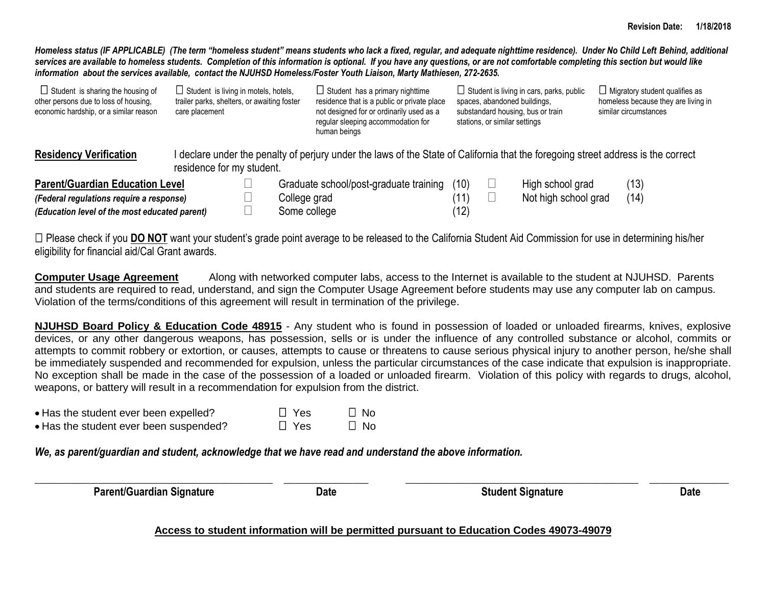Revision Date: 1/18/2018

***Homeless status (IF APPLICABLE) (The term "homeless student" means students who lack a fixed, regular, and adequate nighttime residence). Under No Child Left Behind, additional services are available to homeless students. Completion of this information is optional. If you have any questions, or are not comfortable completing this section but would like information about the services available, contact the NJUHSD Homeless/Foster Youth Liaison, Marty Mathiesen, 272-2635.***

| | | | | |
|---|---|---|---|---|
| ☐ Student is sharing the housing of other persons due to loss of housing, economic hardship, or a similar reason | ☐ Student is living in motels, hotels, trailer parks, shelters, or awaiting foster care placement | ☐ Student has a primary nighttime residence that is a public or private place not designed for or ordinarily used as a regular sleeping accommodation for human beings | ☐ Student is living in cars, parks, public spaces, abandoned buildings, substandard housing, bus or train stations, or similar settings | ☐ Migratory student qualifies as homeless because they are living in similar circumstances |

**Residency Verification** I declare under the penalty of perjury under the laws of the State of California that the foregoing street address is the correct residence for my student.

| | | | | | |
|---|---|---|---|---|---|
| **Parent/Guardian Education Level** | ☐ Graduate school/post-graduate training | (10) | ☐ High school grad | (13) |
| ***(Federal regulations require a response)*** | ☐ College grad | (11) | ☐ Not high school grad | (14) |
| ***(Education level of the most educated parent)*** | ☐ Some college | (12) | | |

☐ Please check if you **DO NOT** want your student's grade point average to be released to the California Student Aid Commission for use in determining his/her eligibility for financial aid/Cal Grant awards.

**Computer Usage Agreement** Along with networked computer labs, access to the Internet is available to the student at NJUHSD. Parents and students are required to read, understand, and sign the Computer Usage Agreement before students may use any computer lab on campus. Violation of the terms/conditions of this agreement will result in termination of the privilege.

**NJUHSD Board Policy & Education Code 48915** - Any student who is found in possession of loaded or unloaded firearms, knives, explosive devices, or any other dangerous weapons, has possession, sells or is under the influence of any controlled substance or alcohol, commits or attempts to commit robbery or extortion, or causes, attempts to cause or threatens to cause serious physical injury to another person, he/she shall be immediately suspended and recommended for expulsion, unless the particular circumstances of the case indicate that expulsion is inappropriate. No exception shall be made in the case of the possession of a loaded or unloaded firearm. Violation of this policy with regards to drugs, alcohol, weapons, or battery will result in a recommendation for expulsion from the district.

- Has the student ever been expelled? ☐ Yes ☐ No
- Has the student ever been suspended? ☐ Yes ☐ No

***We, as parent/guardian and student, acknowledge that we have read and understand the above information.***

| | | | |
|---|---|---|---|
| ______________________________ | ____________ | ______________________________ | ____________ |
| **Parent/Guardian Signature** | **Date** | **Student Signature** | **Date** |

**Access to student information will be permitted pursuant to Education Codes 49073-49079**